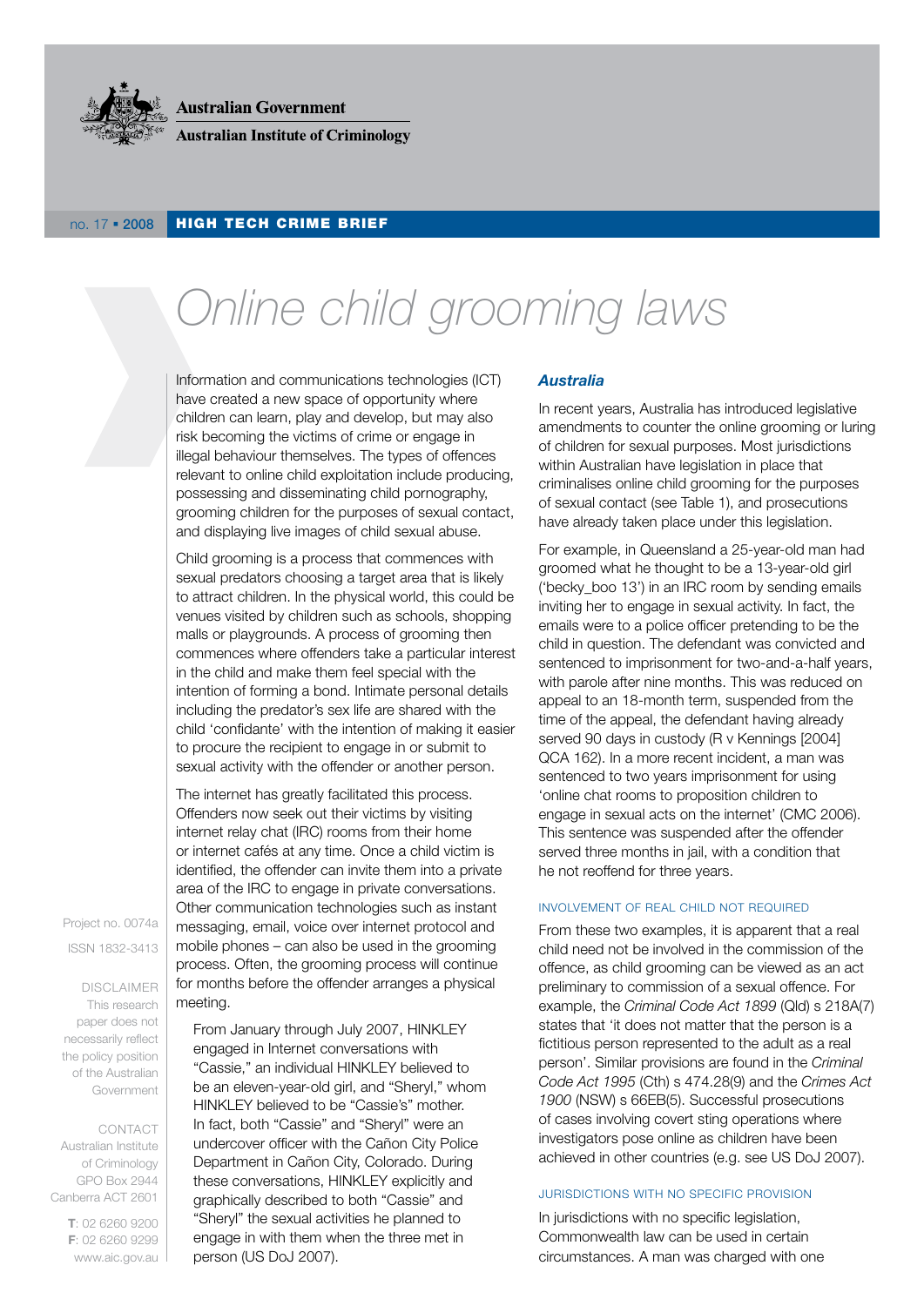Australian Government

Australian Institute of Criminology

no. 17 ▪ 2008 **HIGH TECH CRIME BRIEF**

# Online child grooming laws

Information and communications technologies (ICT) have created a new space of opportunity where children can learn, play and develop, but may also risk becoming the victims of crime or engage in illegal behaviour themselves. The types of offences relevant to online child exploitation include producing, possessing and disseminating child pornography, grooming children for the purposes of sexual contact, and displaying live images of child sexual abuse.

Child grooming is a process that commences with sexual predators choosing a target area that is likely to attract children. In the physical world, this could be venues visited by children such as schools, shopping malls or playgrounds. A process of grooming then commences where offenders take a particular interest in the child and make them feel special with the intention of forming a bond. Intimate personal details including the predator's sex life are shared with the child 'confidante' with the intention of making it easier to procure the recipient to engage in or submit to sexual activity with the offender or another person.

The internet has greatly facilitated this process. Offenders now seek out their victims by visiting internet relay chat (IRC) rooms from their home or internet cafés at any time. Once a child victim is identified, the offender can invite them into a private area of the IRC to engage in private conversations. Other communication technologies such as instant messaging, email, voice over internet protocol and mobile phones – can also be used in the grooming process. Often, the grooming process will continue for months before the offender arranges a physical meeting.

> From January through July 2007, HINKLEY engaged in Internet conversations with "Cassie," an individual HINKLEY believed to be an eleven-year-old girl, and "Sheryl," whom HINKLEY believed to be "Cassie's" mother. In fact, both "Cassie" and "Sheryl" were an undercover officer with the Cañon City Police Department in Cañon City, Colorado. During these conversations, HINKLEY explicitly and graphically described to both "Cassie" and "Sheryl" the sexual activities he planned to engage in with them when the three met in person (US DoJ 2007).

### *Australia*

In recent years, Australia has introduced legislative amendments to counter the online grooming or luring of children for sexual purposes. Most jurisdictions within Australian have legislation in place that criminalises online child grooming for the purposes of sexual contact (see Table 1), and prosecutions have already taken place under this legislation.

For example, in Queensland a 25-year-old man had groomed what he thought to be a 13-year-old girl ('becky_boo 13') in an IRC room by sending emails inviting her to engage in sexual activity. In fact, the emails were to a police officer pretending to be the child in question. The defendant was convicted and sentenced to imprisonment for two-and-a-half years, with parole after nine months. This was reduced on appeal to an 18-month term, suspended from the time of the appeal, the defendant having already served 90 days in custody (R v Kennings [2004] QCA 162). In a more recent incident, a man was sentenced to two years imprisonment for using 'online chat rooms to proposition children to engage in sexual acts on the internet' (CMC 2006). This sentence was suspended after the offender served three months in jail, with a condition that he not reoffend for three years.

#### INVOLVEMENT OF REAL CHILD NOT REQUIRED

From these two examples, it is apparent that a real child need not be involved in the commission of the offence, as child grooming can be viewed as an act preliminary to commission of a sexual offence. For example, the *Criminal Code Act 1899* (Qld) s 218A(7) states that 'it does not matter that the person is a fictitious person represented to the adult as a real person'. Similar provisions are found in the *Criminal Code Act 1995* (Cth) s 474.28(9) and the *Crimes Act 1900* (NSW) s 66EB(5). Successful prosecutions of cases involving covert sting operations where investigators pose online as children have been achieved in other countries (e.g. see US DoJ 2007).

#### JURISDICTIONS WITH NO SPECIFIC PROVISION

In jurisdictions with no specific legislation, Commonwealth law can be used in certain circumstances. A man was charged with one

Project no. 0074a

ISSN 1832-3413

DISCLAIMER
This research paper does not necessarily reflect the policy position of the Australian Government

CONTACT
Australian Institute of Criminology
GPO Box 2944
Canberra ACT 2601

**T**: 02 6260 9200
**F**: 02 6260 9299
www.aic.gov.au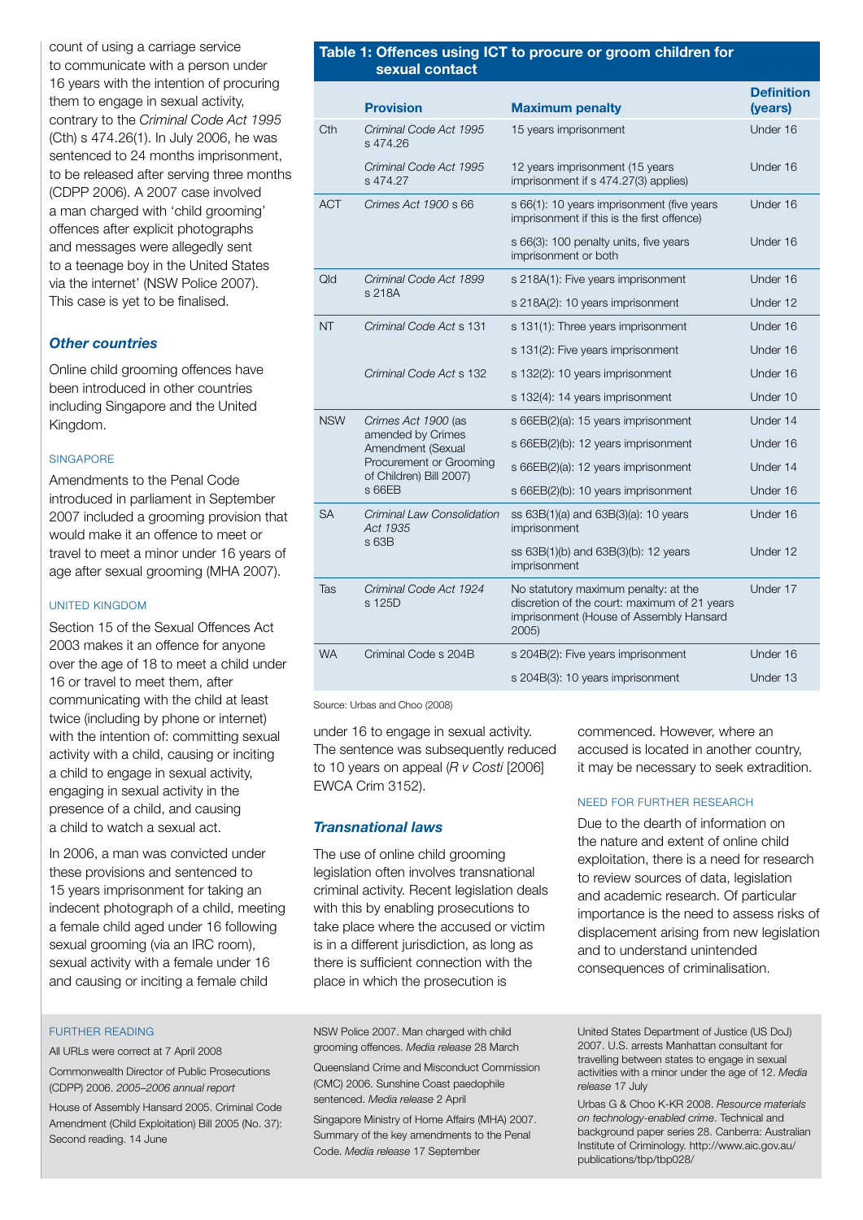count of using a carriage service to communicate with a person under 16 years with the intention of procuring them to engage in sexual activity, contrary to the *Criminal Code Act 1995* (Cth) s 474.26(1). In July 2006, he was sentenced to 24 months imprisonment, to be released after serving three months (CDPP 2006). A 2007 case involved a man charged with 'child grooming' offences after explicit photographs and messages were allegedly sent to a teenage boy in the United States via the internet' (NSW Police 2007). This case is yet to be finalised.

### *Other countries*

Online child grooming offences have been introduced in other countries including Singapore and the United Kingdom.

#### SINGAPORE

Amendments to the Penal Code introduced in parliament in September 2007 included a grooming provision that would make it an offence to meet or travel to meet a minor under 16 years of age after sexual grooming (MHA 2007).

#### UNITED KINGDOM

Section 15 of the Sexual Offences Act 2003 makes it an offence for anyone over the age of 18 to meet a child under 16 or travel to meet them, after communicating with the child at least twice (including by phone or internet) with the intention of: committing sexual activity with a child, causing or inciting a child to engage in sexual activity, engaging in sexual activity in the presence of a child, and causing a child to watch a sexual act.

In 2006, a man was convicted under these provisions and sentenced to 15 years imprisonment for taking an indecent photograph of a child, meeting a female child aged under 16 following sexual grooming (via an IRC room), sexual activity with a female under 16 and causing or inciting a female child under 16 to engage in sexual activity. The sentence was subsequently reduced to 10 years on appeal (*R v Costi* [2006] EWCA Crim 3152).

**Table 1: Offences using ICT to procure or groom children for sexual contact**

| | Provision | Maximum penalty | Definition (years) |
|---|---|---|---|
| Cth | *Criminal Code Act 1995* s 474.26 | 15 years imprisonment | Under 16 |
| | *Criminal Code Act 1995* s 474.27 | 12 years imprisonment (15 years imprisonment if s 474.27(3) applies) | Under 16 |
| ACT | *Crimes Act 1900* s 66 | s 66(1): 10 years imprisonment (five years imprisonment if this is the first offence) | Under 16 |
| | | s 66(3): 100 penalty units, five years imprisonment or both | Under 16 |
| Qld | *Criminal Code Act 1899* s 218A | s 218A(1): Five years imprisonment | Under 16 |
| | | s 218A(2): 10 years imprisonment | Under 12 |
| NT | *Criminal Code Act* s 131 | s 131(1): Three years imprisonment | Under 16 |
| | | s 131(2): Five years imprisonment | Under 16 |
| | *Criminal Code Act* s 132 | s 132(2): 10 years imprisonment | Under 16 |
| | | s 132(4): 14 years imprisonment | Under 10 |
| NSW | *Crimes Act 1900* (as amended by Crimes Amendment (Sexual Procurement or Grooming of Children) Bill 2007) s 66EB | s 66EB(2)(a): 15 years imprisonment | Under 14 |
| | | s 66EB(2)(b): 12 years imprisonment | Under 16 |
| | | s 66EB(2)(a): 12 years imprisonment | Under 14 |
| | | s 66EB(2)(b): 10 years imprisonment | Under 16 |
| SA | *Criminal Law Consolidation Act 1935* s 63B | ss 63B(1)(a) and 63B(3)(a): 10 years imprisonment | Under 16 |
| | | ss 63B(1)(b) and 63B(3)(b): 12 years imprisonment | Under 12 |
| Tas | *Criminal Code Act 1924* s 125D | No statutory maximum penalty: at the discretion of the court: maximum of 21 years imprisonment (House of Assembly Hansard 2005) | Under 17 |
| WA | Criminal Code s 204B | s 204B(2): Five years imprisonment | Under 16 |
| | | s 204B(3): 10 years imprisonment | Under 13 |

Source: Urbas and Choo (2008)

### *Transnational laws*

The use of online child grooming legislation often involves transnational criminal activity. Recent legislation deals with this by enabling prosecutions to take place where the accused or victim is in a different jurisdiction, as long as there is sufficient connection with the place in which the prosecution is commenced. However, where an accused is located in another country, it may be necessary to seek extradition.

#### NEED FOR FURTHER RESEARCH

Due to the dearth of information on the nature and extent of online child exploitation, there is a need for research to review sources of data, legislation and academic research. Of particular importance is the need to assess risks of displacement arising from new legislation and to understand unintended consequences of criminalisation.

#### FURTHER READING

All URLs were correct at 7 April 2008

Commonwealth Director of Public Prosecutions (CDPP) 2006. *2005–2006 annual report*

House of Assembly Hansard 2005. Criminal Code Amendment (Child Exploitation) Bill 2005 (No. 37): Second reading. 14 June

NSW Police 2007. Man charged with child grooming offences. *Media release* 28 March

Queensland Crime and Misconduct Commission (CMC) 2006. Sunshine Coast paedophile sentenced. *Media release* 2 April

Singapore Ministry of Home Affairs (MHA) 2007. Summary of the key amendments to the Penal Code. *Media release* 17 September

United States Department of Justice (US DoJ) 2007. U.S. arrests Manhattan consultant for travelling between states to engage in sexual activities with a minor under the age of 12. *Media release* 17 July

Urbas G & Choo K-KR 2008. *Resource materials on technology-enabled crime*. Technical and background paper series 28. Canberra: Australian Institute of Criminology. http://www.aic.gov.au/publications/tbp/tbp028/